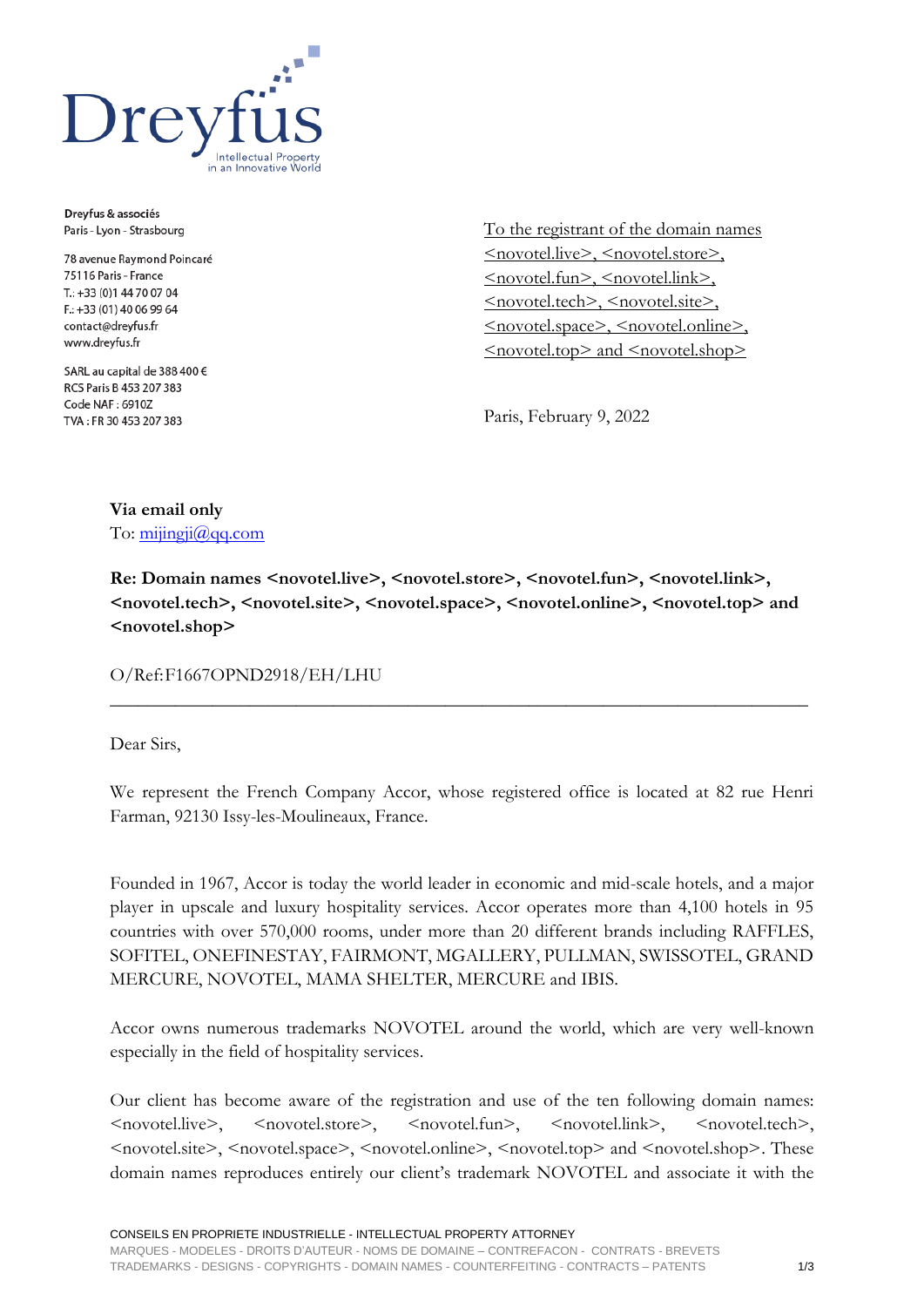Dreyfus
Intellectual Property in an Innovative World

**Dreyfus & associés**
Paris - Lyon - Strasbourg

78 avenue Raymond Poincaré
75116 Paris - France
T.: +33 (0)1 44 70 07 04
F.: +33 (01) 40 06 99 64
contact@dreyfus.fr
www.dreyfus.fr

SARL au capital de 388 400 €
RCS Paris B 453 207 383
Code NAF : 6910Z
TVA : FR 30 453 207 383

To the registrant of the domain names <novotel.live>, <novotel.store>, <novotel.fun>, <novotel.link>, <novotel.tech>, <novotel.site>, <novotel.space>, <novotel.online>, <novotel.top> and <novotel.shop>

Paris, February 9, 2022

**Via email only**
To: mijingji@qq.com

**Re: Domain names <novotel.live>, <novotel.store>, <novotel.fun>, <novotel.link>, <novotel.tech>, <novotel.site>, <novotel.space>, <novotel.online>, <novotel.top> and <novotel.shop>**

O/Ref:F1667OPND2918/EH/LHU

---

Dear Sirs,

We represent the French Company Accor, whose registered office is located at 82 rue Henri Farman, 92130 Issy-les-Moulineaux, France.

Founded in 1967, Accor is today the world leader in economic and mid-scale hotels, and a major player in upscale and luxury hospitality services. Accor operates more than 4,100 hotels in 95 countries with over 570,000 rooms, under more than 20 different brands including RAFFLES, SOFITEL, ONEFINESTAY, FAIRMONT, MGALLERY, PULLMAN, SWISSOTEL, GRAND MERCURE, NOVOTEL, MAMA SHELTER, MERCURE and IBIS.

Accor owns numerous trademarks NOVOTEL around the world, which are very well-known especially in the field of hospitality services.

Our client has become aware of the registration and use of the ten following domain names: <novotel.live>, <novotel.store>, <novotel.fun>, <novotel.link>, <novotel.tech>, <novotel.site>, <novotel.space>, <novotel.online>, <novotel.top> and <novotel.shop>. These domain names reproduces entirely our client's trademark NOVOTEL and associate it with the

CONSEILS EN PROPRIETE INDUSTRIELLE - INTELLECTUAL PROPERTY ATTORNEY
MARQUES - MODELES - DROITS D'AUTEUR - NOMS DE DOMAINE – CONTREFACON - CONTRATS - BREVETS
TRADEMARKS - DESIGNS - COPYRIGHTS - DOMAIN NAMES - COUNTERFEITING - CONTRACTS – PATENTS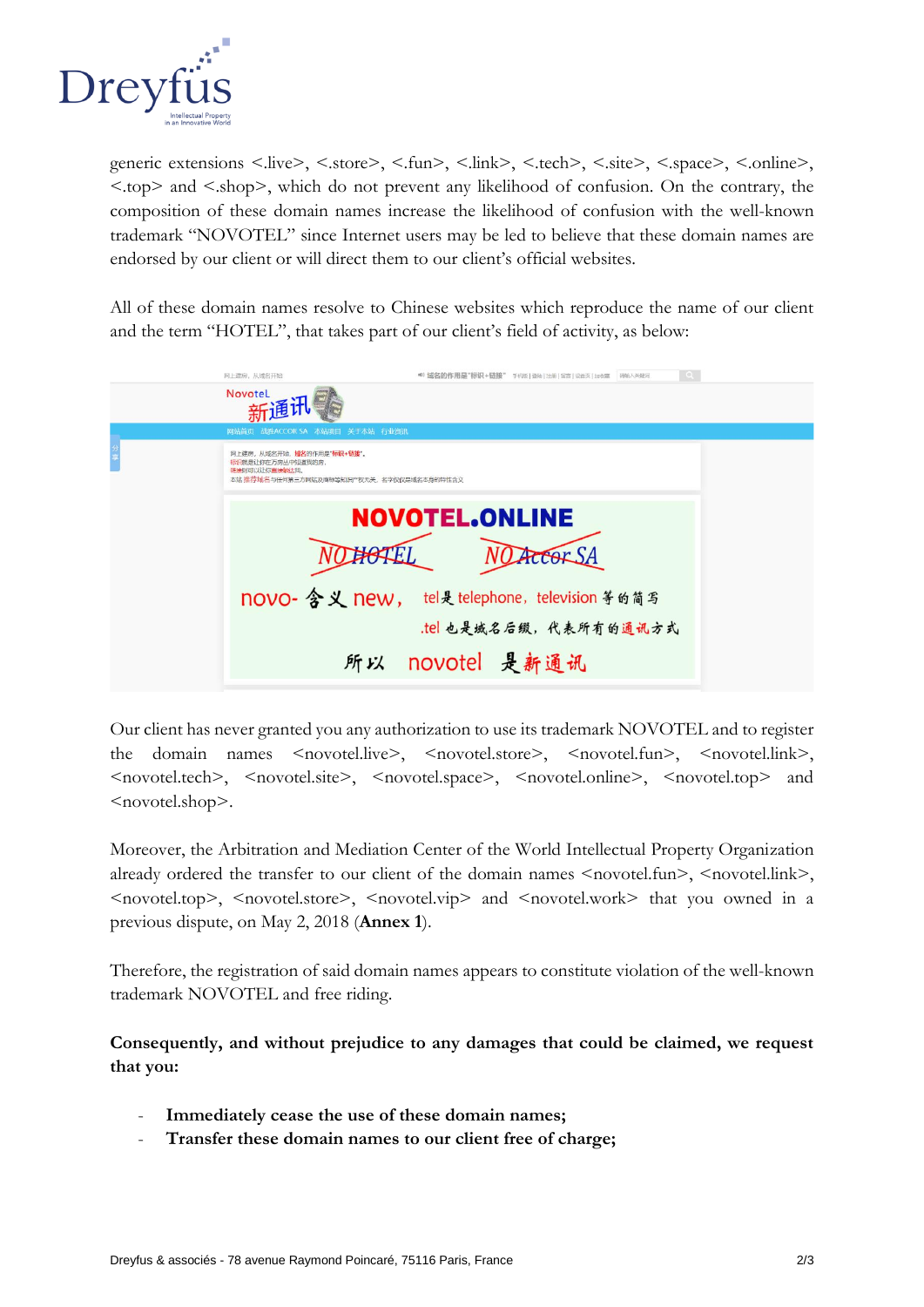generic extensions <.live>, <.store>, <.fun>, <.link>, <.tech>, <.site>, <.space>, <.online>, <.top> and <.shop>, which do not prevent any likelihood of confusion. On the contrary, the composition of these domain names increase the likelihood of confusion with the well-known trademark "NOVOTEL" since Internet users may be led to believe that these domain names are endorsed by our client or will direct them to our client's official websites.

All of these domain names resolve to Chinese websites which reproduce the name of our client and the term "HOTEL", that takes part of our client's field of activity, as below:

Our client has never granted you any authorization to use its trademark NOVOTEL and to register the domain names <novotel.live>, <novotel.store>, <novotel.fun>, <novotel.link>, <novotel.tech>, <novotel.site>, <novotel.space>, <novotel.online>, <novotel.top> and <novotel.shop>.

Moreover, the Arbitration and Mediation Center of the World Intellectual Property Organization already ordered the transfer to our client of the domain names <novotel.fun>, <novotel.link>, <novotel.top>, <novotel.store>, <novotel.vip> and <novotel.work> that you owned in a previous dispute, on May 2, 2018 (**Annex 1**).

Therefore, the registration of said domain names appears to constitute violation of the well-known trademark NOVOTEL and free riding.

**Consequently, and without prejudice to any damages that could be claimed, we request that you:**

- **Immediately cease the use of these domain names;**
- **Transfer these domain names to our client free of charge;**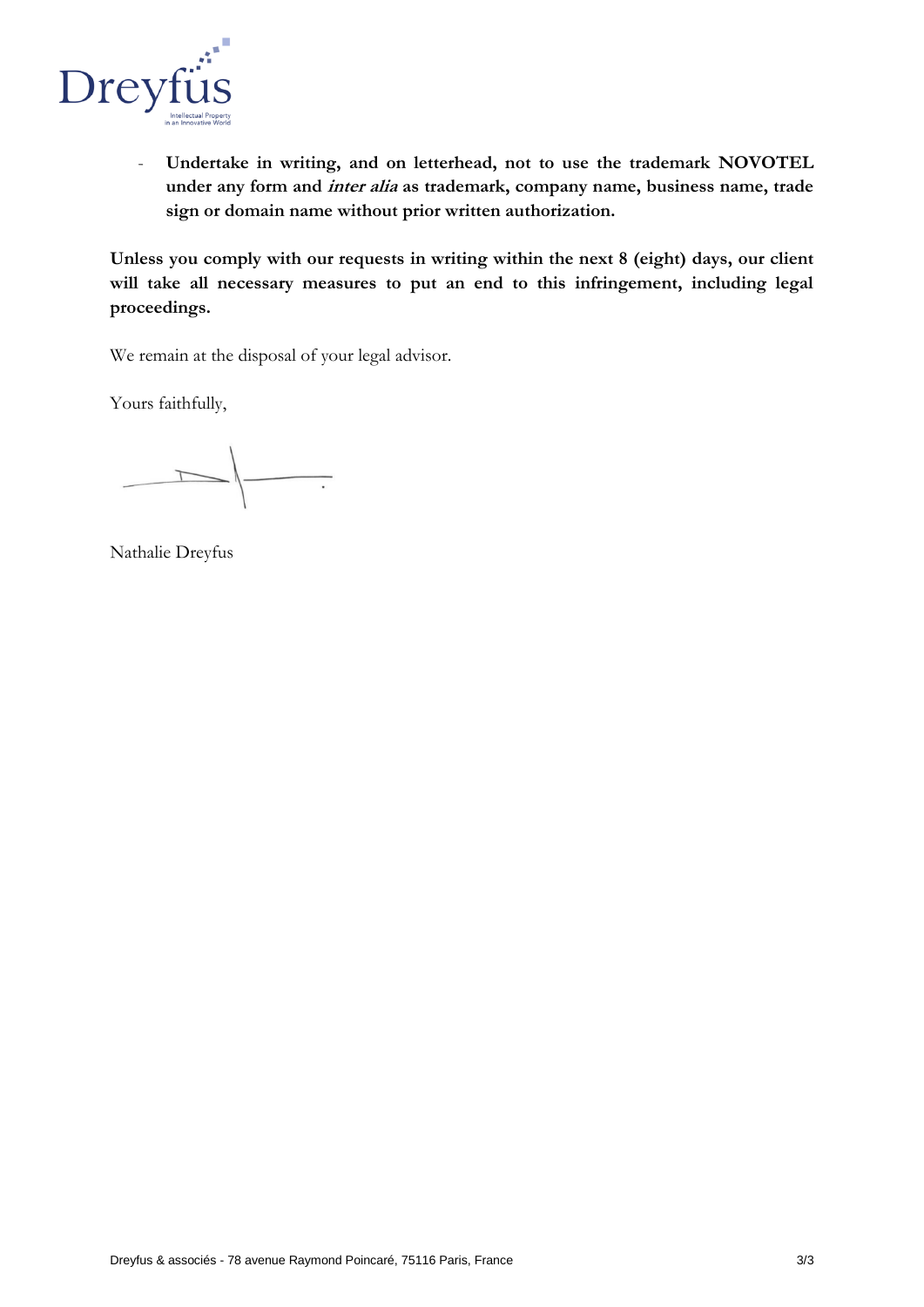- **Undertake in writing, and on letterhead, not to use the trademark NOVOTEL under any form and *inter alia* as trademark, company name, business name, trade sign or domain name without prior written authorization.**

**Unless you comply with our requests in writing within the next 8 (eight) days, our client will take all necessary measures to put an end to this infringement, including legal proceedings.**

We remain at the disposal of your legal advisor.

Yours faithfully,

Nathalie Dreyfus

Dreyfus & associés - 78 avenue Raymond Poincaré, 75116 Paris, France